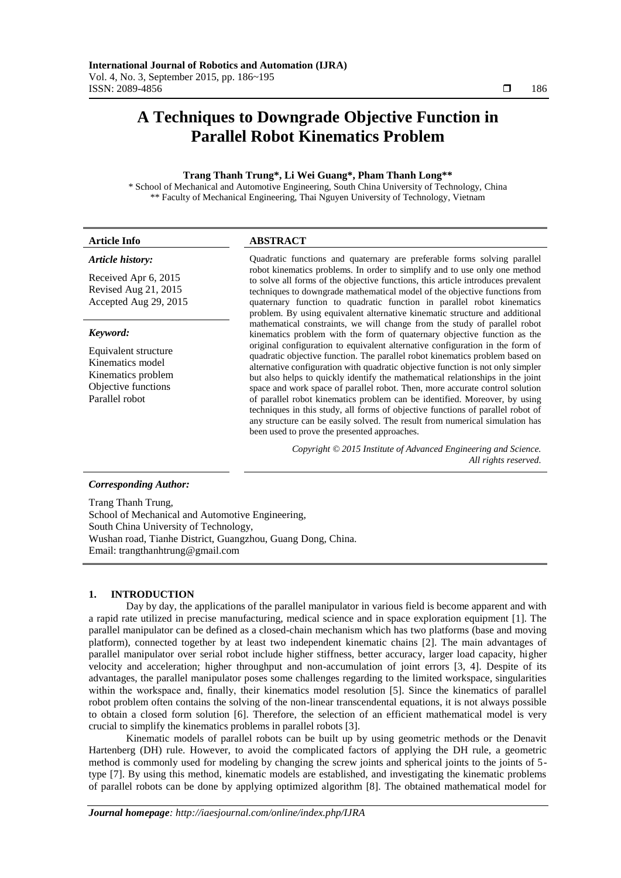# A Techniques to Downgrade Objective Function in Parallel Robot Kinematics Problem

**Trang Thanh Trung\*, Li Wei Guang\*, Pham Thanh Long\*\***

\* School of Mechanical and Automotive Engineering, South China University of Technology, China
\*\* Faculty of Mechanical Engineering, Thai Nguyen University of Technology, Vietnam

---

**Article Info**

*Article history:*

Received Apr 6, 2015
Revised Aug 21, 2015
Accepted Aug 29, 2015

*Keyword:*

Equivalent structure
Kinematics model
Kinematics problem
Objective functions
Parallel robot

**ABSTRACT**

Quadratic functions and quaternary are preferable forms solving parallel robot kinematics problems. In order to simplify and to use only one method to solve all forms of the objective functions, this article introduces prevalent techniques to downgrade mathematical model of the objective functions from quaternary function to quadratic function in parallel robot kinematics problem. By using equivalent alternative kinematic structure and additional mathematical constraints, we will change from the study of parallel robot kinematics problem with the form of quaternary objective function as the original configuration to equivalent alternative configuration in the form of quadratic objective function. The parallel robot kinematics problem based on alternative configuration with quadratic objective function is not only simpler but also helps to quickly identify the mathematical relationships in the joint space and work space of parallel robot. Then, more accurate control solution of parallel robot kinematics problem can be identified. Moreover, by using techniques in this study, all forms of objective functions of parallel robot of any structure can be easily solved. The result from numerical simulation has been used to prove the presented approaches.

*Copyright © 2015 Institute of Advanced Engineering and Science. All rights reserved.*

---

*Corresponding Author:*

Trang Thanh Trung,
School of Mechanical and Automotive Engineering,
South China University of Technology,
Wushan road, Tianhe District, Guangzhou, Guang Dong, China.
Email: trangthanhtrung@gmail.com

## 1. INTRODUCTION

Day by day, the applications of the parallel manipulator in various field is become apparent and with a rapid rate utilized in precise manufacturing, medical science and in space exploration equipment [1]. The parallel manipulator can be defined as a closed-chain mechanism which has two platforms (base and moving platform), connected together by at least two independent kinematic chains [2]. The main advantages of parallel manipulator over serial robot include higher stiffness, better accuracy, larger load capacity, higher velocity and acceleration; higher throughput and non-accumulation of joint errors [3, 4]. Despite of its advantages, the parallel manipulator poses some challenges regarding to the limited workspace, singularities within the workspace and, finally, their kinematics model resolution [5]. Since the kinematics of parallel robot problem often contains the solving of the non-linear transcendental equations, it is not always possible to obtain a closed form solution [6]. Therefore, the selection of an efficient mathematical model is very crucial to simplify the kinematics problems in parallel robots [3].

Kinematic models of parallel robots can be built up by using geometric methods or the Denavit Hartenberg (DH) rule. However, to avoid the complicated factors of applying the DH rule, a geometric method is commonly used for modeling by changing the screw joints and spherical joints to the joints of 5-type [7]. By using this method, kinematic models are established, and investigating the kinematic problems of parallel robots can be done by applying optimized algorithm [8]. The obtained mathematical model for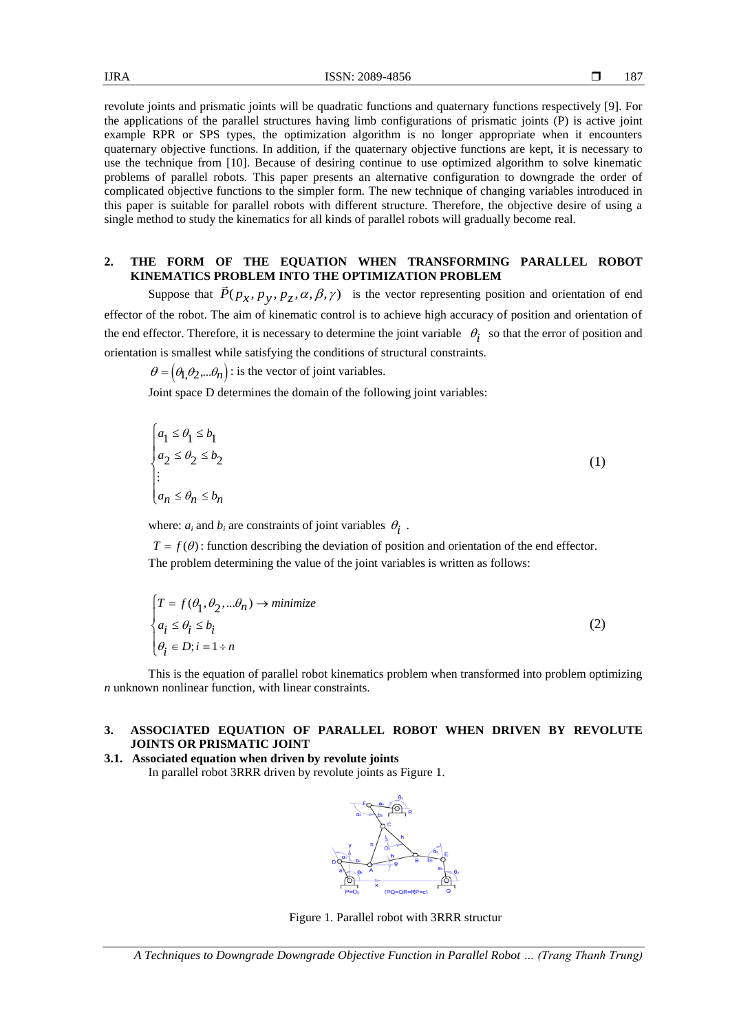revolute joints and prismatic joints will be quadratic functions and quaternary functions respectively [9]. For the applications of the parallel structures having limb configurations of prismatic joints (P) is active joint example RPR or SPS types, the optimization algorithm is no longer appropriate when it encounters quaternary objective functions. In addition, if the quaternary objective functions are kept, it is necessary to use the technique from [10]. Because of desiring continue to use optimized algorithm to solve kinematic problems of parallel robots. This paper presents an alternative configuration to downgrade the order of complicated objective functions to the simpler form. The new technique of changing variables introduced in this paper is suitable for parallel robots with different structure. Therefore, the objective desire of using a single method to study the kinematics for all kinds of parallel robots will gradually become real.

## 2. THE FORM OF THE EQUATION WHEN TRANSFORMING PARALLEL ROBOT KINEMATICS PROBLEM INTO THE OPTIMIZATION PROBLEM

Suppose that $\vec{P}(p_x, p_y, p_z, \alpha, \beta, \gamma)$ is the vector representing position and orientation of end effector of the robot. The aim of kinematic control is to achieve high accuracy of position and orientation of the end effector. Therefore, it is necessary to determine the joint variable $\theta_i$ so that the error of position and orientation is smallest while satisfying the conditions of structural constraints.

$\theta = (\theta_1, \theta_2, \ldots \theta_n)$ : is the vector of joint variables.

Joint space D determines the domain of the following joint variables:

$$\begin{cases} a_1 \le \theta_1 \le b_1 \\ a_2 \le \theta_2 \le b_2 \\ \vdots \\ a_n \le \theta_n \le b_n \end{cases} \tag{1}$$

where: $a_i$ and $b_i$ are constraints of joint variables $\theta_i$ .

$T = f(\theta)$ : function describing the deviation of position and orientation of the end effector.

The problem determining the value of the joint variables is written as follows:

$$\begin{cases} T = f(\theta_1, \theta_2, \ldots \theta_n) \rightarrow minimize \\ a_i \le \theta_i \le b_i \\ \theta_i \in D; i = 1 \div n \end{cases} \tag{2}$$

This is the equation of parallel robot kinematics problem when transformed into problem optimizing *n* unknown nonlinear function, with linear constraints.

## 3. ASSOCIATED EQUATION OF PARALLEL ROBOT WHEN DRIVEN BY REVOLUTE JOINTS OR PRISMATIC JOINT

### 3.1. Associated equation when driven by revolute joints

In parallel robot 3RRR driven by revolute joints as Figure 1.

Figure 1. Parallel robot with 3RRR structur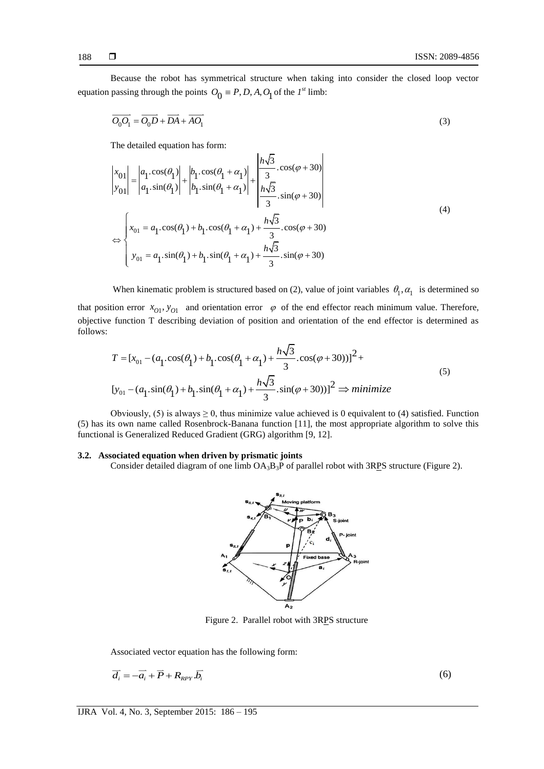Because the robot has symmetrical structure when taking into consider the closed loop vector equation passing through the points $O_0 \equiv P, D, A, O_1$ of the *1st* limb:

$$\overrightarrow{O_0O_1} = \overrightarrow{O_0D} + \overrightarrow{DA} + \overrightarrow{AO_1} \tag{3}$$

The detailed equation has form:

$$\begin{vmatrix} x_{01} \\ y_{01} \end{vmatrix} = \begin{vmatrix} a_1.\cos(\theta_1) \\ a_1.\sin(\theta_1) \end{vmatrix} + \begin{vmatrix} b_1.\cos(\theta_1+\alpha_1) \\ b_1.\sin(\theta_1+\alpha_1) \end{vmatrix} + \begin{vmatrix} \dfrac{h\sqrt{3}}{3}.\cos(\varphi+30) \\ \dfrac{h\sqrt{3}}{3}.\sin(\varphi+30) \end{vmatrix}$$

$$\Leftrightarrow \begin{cases} x_{01} = a_1.\cos(\theta_1) + b_1.\cos(\theta_1+\alpha_1) + \dfrac{h\sqrt{3}}{3}.\cos(\varphi+30) \\ y_{01} = a_1.\sin(\theta_1) + b_1.\sin(\theta_1+\alpha_1) + \dfrac{h\sqrt{3}}{3}.\sin(\varphi+30) \end{cases} \tag{4}$$

When kinematic problem is structured based on (2), value of joint variables $\theta_1, \alpha_1$ is determined so that position error $x_{O1}, y_{O1}$ and orientation error $\varphi$ of the end effector reach minimum value. Therefore, objective function T describing deviation of position and orientation of the end effector is determined as follows:

$$\begin{aligned} T = {} & [x_{01} - (a_1.\cos(\theta_1) + b_1.\cos(\theta_1+\alpha_1) + \frac{h\sqrt{3}}{3}.\cos(\varphi+30))]^2 + \\ & [y_{01} - (a_1.\sin(\theta_1) + b_1.\sin(\theta_1+\alpha_1) + \frac{h\sqrt{3}}{3}.\sin(\varphi+30))]^2 \Rightarrow minimize \end{aligned} \tag{5}$$

Obviously, (5) is always $\geq 0$, thus minimize value achieved is 0 equivalent to (4) satisfied. Function (5) has its own name called Rosenbrock-Banana function [11], the most appropriate algorithm to solve this functional is Generalized Reduced Gradient (GRG) algorithm [9, 12].

### 3.2. Associated equation when driven by prismatic joints

Consider detailed diagram of one limb $OA_3B_3P$ of parallel robot with 3RPS structure (Figure 2).

Figure 2. Parallel robot with 3RPS structure

Associated vector equation has the following form:

$$\overrightarrow{d_i} = -\overrightarrow{a_i} + \overrightarrow{P} + R_{RPY}.\overrightarrow{b_i} \tag{6}$$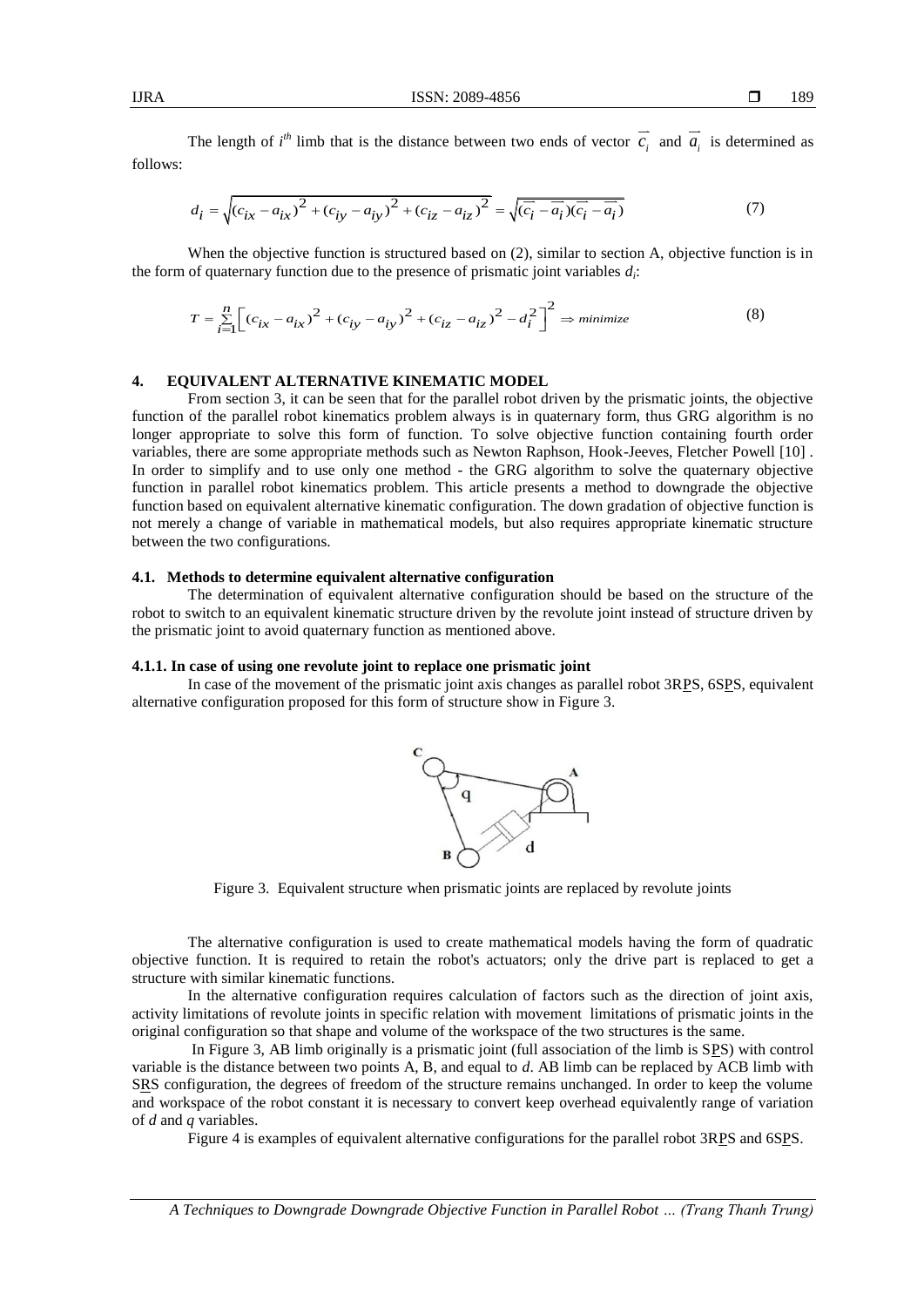The length of $i^{th}$ limb that is the distance between two ends of vector $\overline{c_i}$ and $\overline{a_i}$ is determined as follows:

$$d_i = \sqrt{(c_{ix} - a_{ix})^2 + (c_{iy} - a_{iy})^2 + (c_{iz} - a_{iz})^2} = \sqrt{(\overline{c_i} - \overline{a_i})(\overline{c_i} - \overline{a_i})} \tag{7}$$

When the objective function is structured based on (2), similar to section A, objective function is in the form of quaternary function due to the presence of prismatic joint variables $d_i$:

$$T = \sum_{i=1}^{n} \left[ (c_{ix} - a_{ix})^2 + (c_{iy} - a_{iy})^2 + (c_{iz} - a_{iz})^2 - d_i^2 \right]^2 \Rightarrow minimize \tag{8}$$

## 4. EQUIVALENT ALTERNATIVE KINEMATIC MODEL

From section 3, it can be seen that for the parallel robot driven by the prismatic joints, the objective function of the parallel robot kinematics problem always is in quaternary form, thus GRG algorithm is no longer appropriate to solve this form of function. To solve objective function containing fourth order variables, there are some appropriate methods such as Newton Raphson, Hook-Jeeves, Fletcher Powell [10] . In order to simplify and to use only one method - the GRG algorithm to solve the quaternary objective function in parallel robot kinematics problem. This article presents a method to downgrade the objective function based on equivalent alternative kinematic configuration. The down gradation of objective function is not merely a change of variable in mathematical models, but also requires appropriate kinematic structure between the two configurations.

### 4.1. Methods to determine equivalent alternative configuration

The determination of equivalent alternative configuration should be based on the structure of the robot to switch to an equivalent kinematic structure driven by the revolute joint instead of structure driven by the prismatic joint to avoid quaternary function as mentioned above.

#### 4.1.1. In case of using one revolute joint to replace one prismatic joint

In case of the movement of the prismatic joint axis changes as parallel robot 3RPS, 6SPS, equivalent alternative configuration proposed for this form of structure show in Figure 3.

Figure 3. Equivalent structure when prismatic joints are replaced by revolute joints

The alternative configuration is used to create mathematical models having the form of quadratic objective function. It is required to retain the robot's actuators; only the drive part is replaced to get a structure with similar kinematic functions.

In the alternative configuration requires calculation of factors such as the direction of joint axis, activity limitations of revolute joints in specific relation with movement limitations of prismatic joints in the original configuration so that shape and volume of the workspace of the two structures is the same.

In Figure 3, AB limb originally is a prismatic joint (full association of the limb is SPS) with control variable is the distance between two points A, B, and equal to *d*. AB limb can be replaced by ACB limb with SRS configuration, the degrees of freedom of the structure remains unchanged. In order to keep the volume and workspace of the robot constant it is necessary to convert keep overhead equivalently range of variation of *d* and *q* variables.

Figure 4 is examples of equivalent alternative configurations for the parallel robot 3RPS and 6SPS.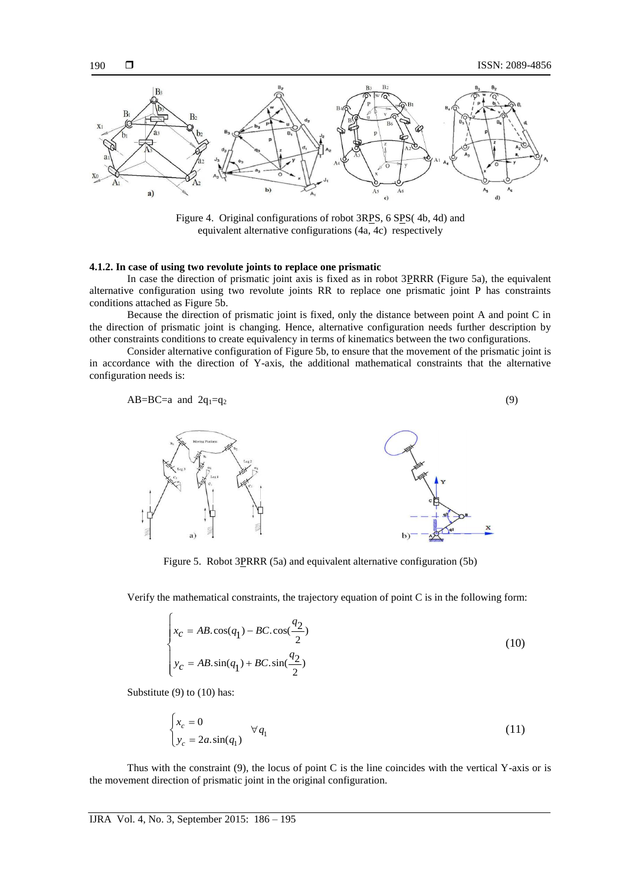Figure 4. Original configurations of robot 3RPS, 6 SPS( 4b, 4d) and equivalent alternative configurations (4a, 4c) respectively

#### 4.1.2. In case of using two revolute joints to replace one prismatic

In case the direction of prismatic joint axis is fixed as in robot 3PRRR (Figure 5a), the equivalent alternative configuration using two revolute joints RR to replace one prismatic joint P has constraints conditions attached as Figure 5b.

Because the direction of prismatic joint is fixed, only the distance between point A and point C in the direction of prismatic joint is changing. Hence, alternative configuration needs further description by other constraints conditions to create equivalency in terms of kinematics between the two configurations.

Consider alternative configuration of Figure 5b, to ensure that the movement of the prismatic joint is in accordance with the direction of Y-axis, the additional mathematical constraints that the alternative configuration needs is:

$$AB = BC = a \text{ and } 2q_1 = q_2 \tag{9}$$

Figure 5. Robot 3PRRR (5a) and equivalent alternative configuration (5b)

Verify the mathematical constraints, the trajectory equation of point C is in the following form:

$$\begin{cases} x_C = AB.\cos(q_1) - BC.\cos(\frac{q_2}{2}) \\ y_C = AB.\sin(q_1) + BC.\sin(\frac{q_2}{2}) \end{cases} \tag{10}$$

Substitute (9) to (10) has:

$$\begin{cases} x_c = 0 \\ y_c = 2a.\sin(q_1) \end{cases} \quad \forall q_1 \tag{11}$$

Thus with the constraint (9), the locus of point C is the line coincides with the vertical Y-axis or is the movement direction of prismatic joint in the original configuration.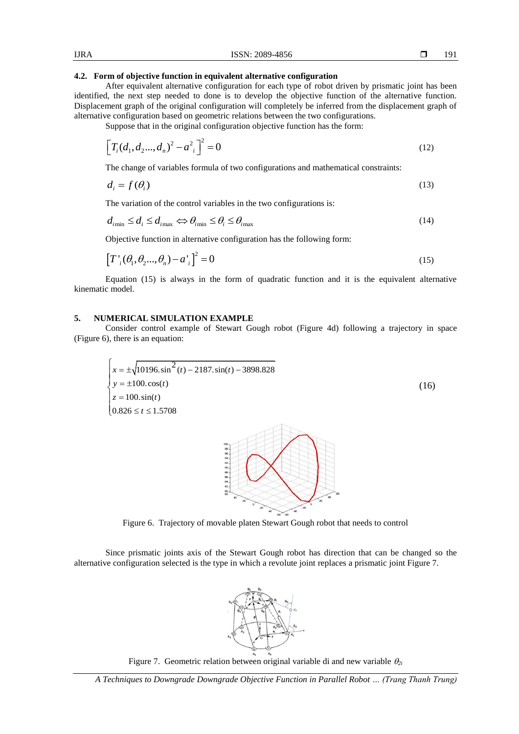### 4.2. Form of objective function in equivalent alternative configuration

After equivalent alternative configuration for each type of robot driven by prismatic joint has been identified, the next step needed to done is to develop the objective function of the alternative function. Displacement graph of the original configuration will completely be inferred from the displacement graph of alternative configuration based on geometric relations between the two configurations.

Suppose that in the original configuration objective function has the form:

$$\left[T_i(d_1,d_2...,d_n)^2 - a^2_i\right]^2 = 0 \tag{12}$$

The change of variables formula of two configurations and mathematical constraints:

$$d_i = f(\theta_i) \tag{13}$$

The variation of the control variables in the two configurations is:

$$d_{i\min} \le d_i \le d_{i\max} \Leftrightarrow \theta_{i\min} \le \theta_i \le \theta_{i\max} \tag{14}$$

Objective function in alternative configuration has the following form:

$$\left[T'_i(\theta_1,\theta_2...,\theta_n) - a'_i\right]^2 = 0 \tag{15}$$

Equation (15) is always in the form of quadratic function and it is the equivalent alternative kinematic model.

## 5. NUMERICAL SIMULATION EXAMPLE

Consider control example of Stewart Gough robot (Figure 4d) following a trajectory in space (Figure 6), there is an equation:

$$\begin{cases} x = \pm\sqrt{10196.\sin^2(t) - 2187.\sin(t) - 3898.828} \\ y = \pm 100.\cos(t) \\ z = 100.\sin(t) \\ 0.826 \le t \le 1.5708 \end{cases} \tag{16}$$

Figure 6. Trajectory of movable platen Stewart Gough robot that needs to control

Since prismatic joints axis of the Stewart Gough robot has direction that can be changed so the alternative configuration selected is the type in which a revolute joint replaces a prismatic joint Figure 7.

Figure 7. Geometric relation between original variable di and new variable $\theta_{2i}$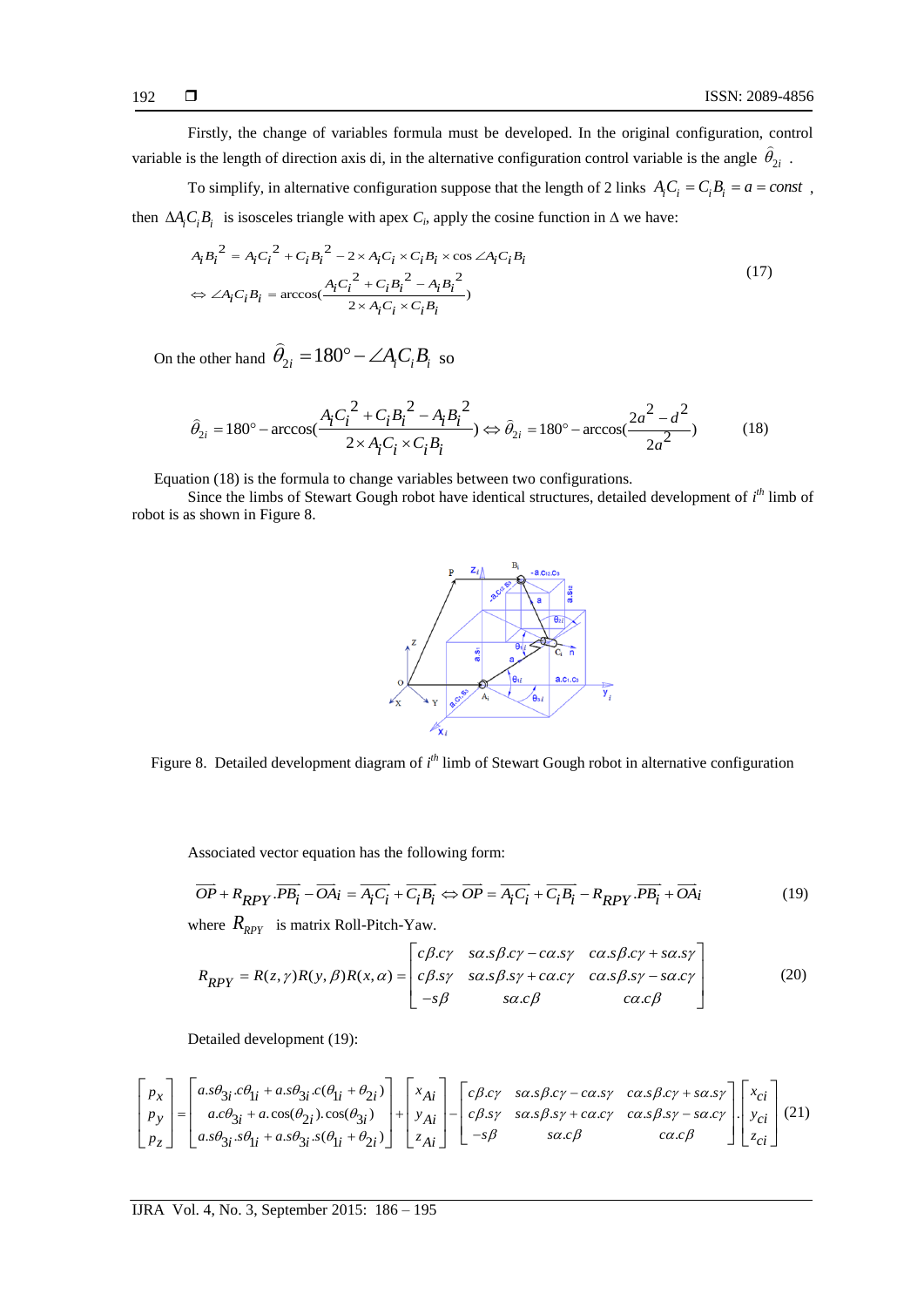Firstly, the change of variables formula must be developed. In the original configuration, control variable is the length of direction axis di, in the alternative configuration control variable is the angle $\widehat{\theta}_{2i}$ .

To simplify, in alternative configuration suppose that the length of 2 links $A_iC_i = C_iB_i = a = const$ , then $\Delta A_iC_iB_i$ is isosceles triangle with apex $C_i$, apply the cosine function in Δ we have:

$$
\begin{aligned}
&A_iB_i^{\,2} = A_iC_i^{\,2} + C_iB_i^{\,2} - 2\times A_iC_i \times C_iB_i \times \cos \angle A_iC_iB_i \\
&\Leftrightarrow \angle A_iC_iB_i = \arccos\left(\frac{A_iC_i^{\,2} + C_iB_i^{\,2} - A_iB_i^{\,2}}{2\times A_iC_i \times C_iB_i}\right)
\end{aligned}
\tag{17}
$$

On the other hand $\widehat{\theta}_{2i} = 180° - \angle A_iC_iB_i$ so

$$
\widehat{\theta}_{2i} = 180° - \arccos\left(\frac{A_iC_i^{\,2} + C_iB_i^{\,2} - A_iB_i^{\,2}}{2\times A_iC_i \times C_iB_i}\right) \Leftrightarrow \widehat{\theta}_{2i} = 180° - \arccos\left(\frac{2a^2 - d^2}{2a^2}\right) \tag{18}
$$

Equation (18) is the formula to change variables between two configurations.

Since the limbs of Stewart Gough robot have identical structures, detailed development of $i^{th}$ limb of robot is as shown in Figure 8.

Figure 8. Detailed development diagram of $i^{th}$ limb of Stewart Gough robot in alternative configuration

Associated vector equation has the following form:

$$
\overrightarrow{OP} + R_{RPY}.\overrightarrow{PB_i} - \overrightarrow{OA_i} = \overrightarrow{A_iC_i} + \overrightarrow{C_iB_i} \Leftrightarrow \overrightarrow{OP} = \overrightarrow{A_iC_i} + \overrightarrow{C_iB_i} - R_{RPY}.\overrightarrow{PB_i} + \overrightarrow{OA_i} \tag{19}
$$

where $R_{RPY}$ is matrix Roll-Pitch-Yaw.

$$
R_{RPY} = R(z,\gamma)R(y,\beta)R(x,\alpha) = \begin{bmatrix} c\beta.c\gamma & s\alpha.s\beta.c\gamma - c\alpha.s\gamma & c\alpha.s\beta.c\gamma + s\alpha.s\gamma \\ c\beta.s\gamma & s\alpha.s\beta.s\gamma + c\alpha.c\gamma & c\alpha.s\beta.s\gamma - s\alpha.c\gamma \\ -s\beta & s\alpha.c\beta & c\alpha.c\beta \end{bmatrix} \tag{20}
$$

Detailed development (19):

$$
\begin{bmatrix} p_x \\ p_y \\ p_z \end{bmatrix} = \begin{bmatrix} a.s\theta_{3i}.c\theta_{1i} + a.s\theta_{3i}.c(\theta_{1i} + \theta_{2i}) \\ a.c\theta_{3i} + a.\cos(\theta_{2i}).\cos(\theta_{3i}) \\ a.s\theta_{3i}.s\theta_{1i} + a.s\theta_{3i}.s(\theta_{1i} + \theta_{2i}) \end{bmatrix} + \begin{bmatrix} x_{Ai} \\ y_{Ai} \\ z_{Ai} \end{bmatrix} - \begin{bmatrix} c\beta.c\gamma & s\alpha.s\beta.c\gamma - c\alpha.s\gamma & c\alpha.s\beta.c\gamma + s\alpha.s\gamma \\ c\beta.s\gamma & s\alpha.s\beta.s\gamma + c\alpha.c\gamma & c\alpha.s\beta.s\gamma - s\alpha.c\gamma \\ -s\beta & s\alpha.c\beta & c\alpha.c\beta \end{bmatrix} . \begin{bmatrix} x_{ci} \\ y_{ci} \\ z_{ci} \end{bmatrix} \tag{21}
$$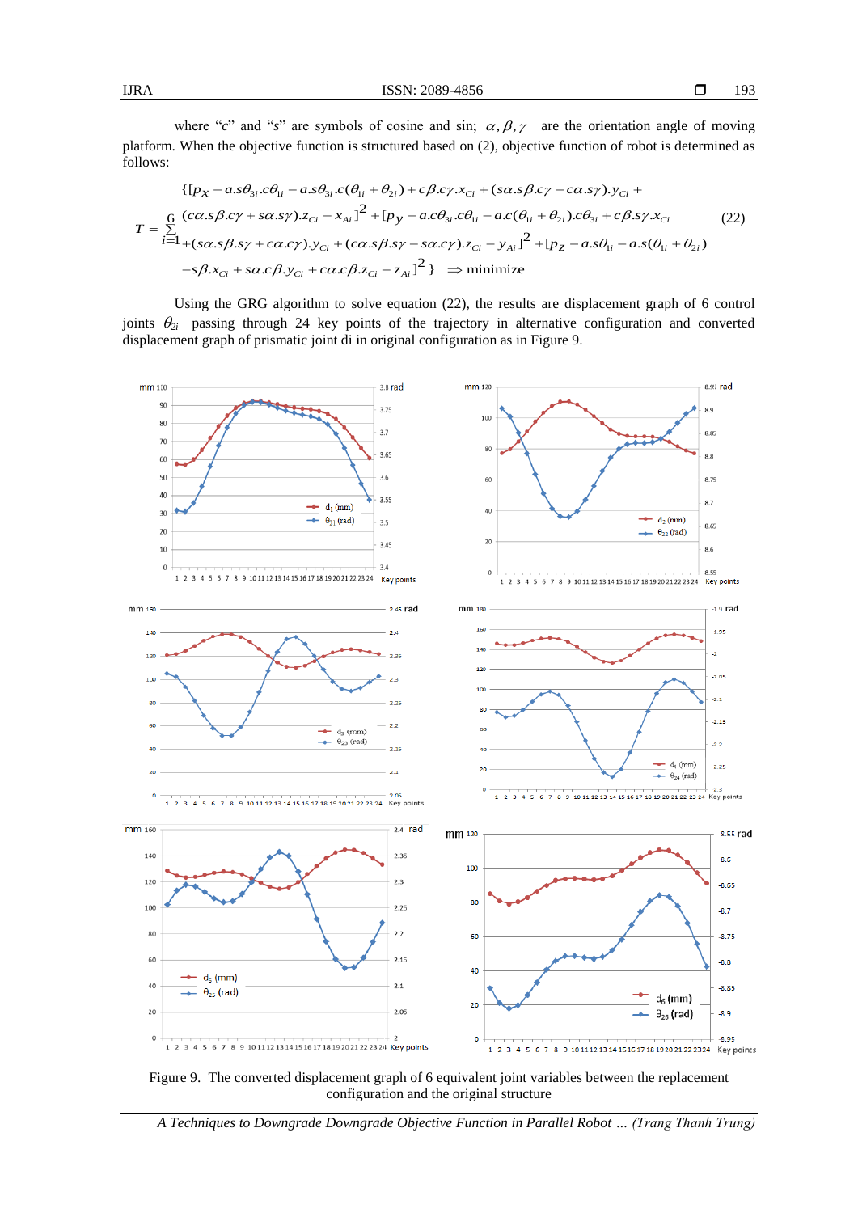where "$c$" and "$s$" are symbols of cosine and sin; $\alpha, \beta, \gamma$ are the orientation angle of moving platform. When the objective function is structured based on (2), objective function of robot is determined as follows:

$$T = \sum_{i=1}^{6} \begin{Bmatrix} [p_X - a.s\theta_{3i}.c\theta_{1i} - a.s\theta_{3i}.c(\theta_{1i} + \theta_{2i}) + c\beta.c\gamma.x_{Ci} + (s\alpha.s\beta.c\gamma - c\alpha.s\gamma).y_{Ci} + \\ (c\alpha.s\beta.c\gamma + s\alpha.s\gamma).z_{Ci} - x_{Ai}]^2 + [p_y - a.c\theta_{3i}.c\theta_{1i} - a.c(\theta_{1i} + \theta_{2i}).c\theta_{3i} + c\beta.s\gamma.x_{Ci} \\ +(s\alpha.s\beta.s\gamma + c\alpha.c\gamma).y_{Ci} + (c\alpha.s\beta.s\gamma - s\alpha.c\gamma).z_{Ci} - y_{Ai}]^2 + [p_Z - a.s\theta_{1i} - a.s(\theta_{1i} + \theta_{2i}) \\ -s\beta.x_{Ci} + s\alpha.c\beta.y_{Ci} + c\alpha.c\beta.z_{Ci} - z_{Ai}]^2 \end{Bmatrix} \Rightarrow \text{minimize} \quad (22)$$

Using the GRG algorithm to solve equation (22), the results are displacement graph of 6 control joints $\theta_{2i}$ passing through 24 key points of the trajectory in alternative configuration and converted displacement graph of prismatic joint di in original configuration as in Figure 9.

Figure 9. The converted displacement graph of 6 equivalent joint variables between the replacement configuration and the original structure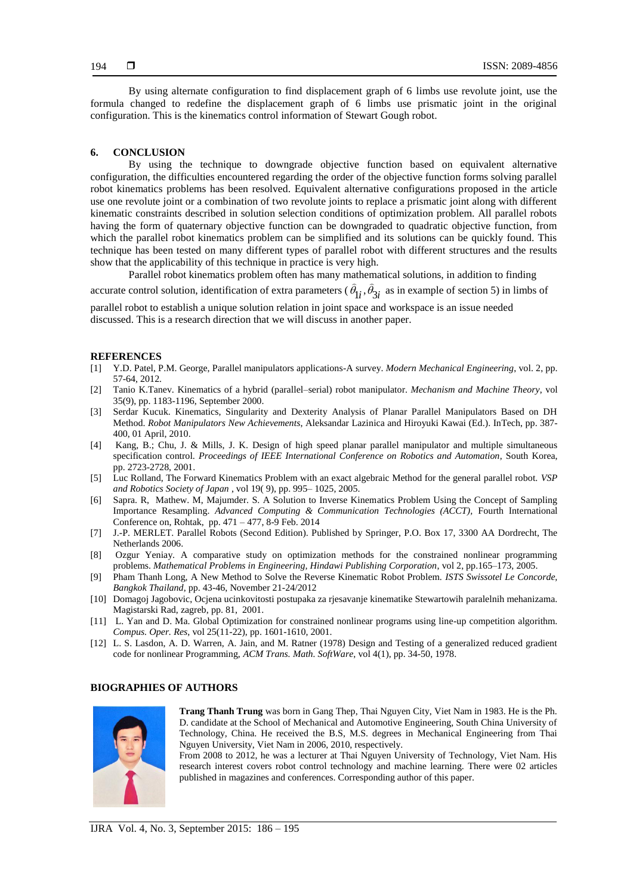By using alternate configuration to find displacement graph of 6 limbs use revolute joint, use the formula changed to redefine the displacement graph of 6 limbs use prismatic joint in the original configuration. This is the kinematics control information of Stewart Gough robot.

## 6. CONCLUSION

By using the technique to downgrade objective function based on equivalent alternative configuration, the difficulties encountered regarding the order of the objective function forms solving parallel robot kinematics problems has been resolved. Equivalent alternative configurations proposed in the article use one revolute joint or a combination of two revolute joints to replace a prismatic joint along with different kinematic constraints described in solution selection conditions of optimization problem. All parallel robots having the form of quaternary objective function can be downgraded to quadratic objective function, from which the parallel robot kinematics problem can be simplified and its solutions can be quickly found. This technique has been tested on many different types of parallel robot with different structures and the results show that the applicability of this technique in practice is very high.

Parallel robot kinematics problem often has many mathematical solutions, in addition to finding accurate control solution, identification of extra parameters ( $\hat{\theta}_{1i}, \hat{\theta}_{3i}$ as in example of section 5) in limbs of parallel robot to establish a unique solution relation in joint space and workspace is an issue needed discussed. This is a research direction that we will discuss in another paper.

## REFERENCES

[1] Y.D. Patel, P.M. George, Parallel manipulators applications-A survey. *Modern Mechanical Engineering*, vol. 2, pp. 57-64, 2012.

[2] Tanio K.Tanev. Kinematics of a hybrid (parallel–serial) robot manipulator. *Mechanism and Machine Theory*, vol 35(9), pp. 1183-1196, September 2000.

[3] Serdar Kucuk. Kinematics, Singularity and Dexterity Analysis of Planar Parallel Manipulators Based on DH Method. *Robot Manipulators New Achievements*, Aleksandar Lazinica and Hiroyuki Kawai (Ed.). InTech, pp. 387-400, 01 April, 2010.

[4] Kang, B.; Chu, J. & Mills, J. K. Design of high speed planar parallel manipulator and multiple simultaneous specification control. *Proceedings of IEEE International Conference on Robotics and Automation*, South Korea, pp. 2723-2728, 2001.

[5] Luc Rolland, The Forward Kinematics Problem with an exact algebraic Method for the general parallel robot. *VSP and Robotics Society of Japan* , vol 19( 9), pp. 995– 1025, 2005.

[6] Sapra. R, Mathew. M, Majumder. S. A Solution to Inverse Kinematics Problem Using the Concept of Sampling Importance Resampling. *Advanced Computing & Communication Technologies (ACCT)*, Fourth International Conference on, Rohtak, pp. 471 – 477, 8-9 Feb. 2014

[7] J.-P. MERLET. Parallel Robots (Second Edition). Published by Springer, P.O. Box 17, 3300 AA Dordrecht, The Netherlands 2006.

[8] Ozgur Yeniay. A comparative study on optimization methods for the constrained nonlinear programming problems. *Mathematical Problems in Engineering, Hindawi Publishing Corporation*, vol 2, pp.165–173, 2005.

[9] Pham Thanh Long, A New Method to Solve the Reverse Kinematic Robot Problem. *ISTS Swissotel Le Concorde, Bangkok Thailand*, pp. 43-46, November 21-24/2012

[10] Domagoj Jagobovic, Ocjena ucinkovitosti postupaka za rjesavanje kinematike Stewartowih paralelnih mehanizama. Magistarski Rad, zagreb, pp. 81, 2001.

[11] L. Yan and D. Ma. Global Optimization for constrained nonlinear programs using line-up competition algorithm. *Compus. Oper. Res*, vol 25(11-22), pp. 1601-1610, 2001.

[12] L. S. Lasdon, A. D. Warren, A. Jain, and M. Ratner (1978) Design and Testing of a generalized reduced gradient code for nonlinear Programming, *ACM Trans. Math. SoftWare*, vol 4(1), pp. 34-50, 1978.

## BIOGRAPHIES OF AUTHORS

**Trang Thanh Trung** was born in Gang Thep, Thai Nguyen City, Viet Nam in 1983. He is the Ph. D. candidate at the School of Mechanical and Automotive Engineering, South China University of Technology, China. He received the B.S, M.S. degrees in Mechanical Engineering from Thai Nguyen University, Viet Nam in 2006, 2010, respectively.
From 2008 to 2012, he was a lecturer at Thai Nguyen University of Technology, Viet Nam. His research interest covers robot control technology and machine learning. There were 02 articles published in magazines and conferences. Corresponding author of this paper.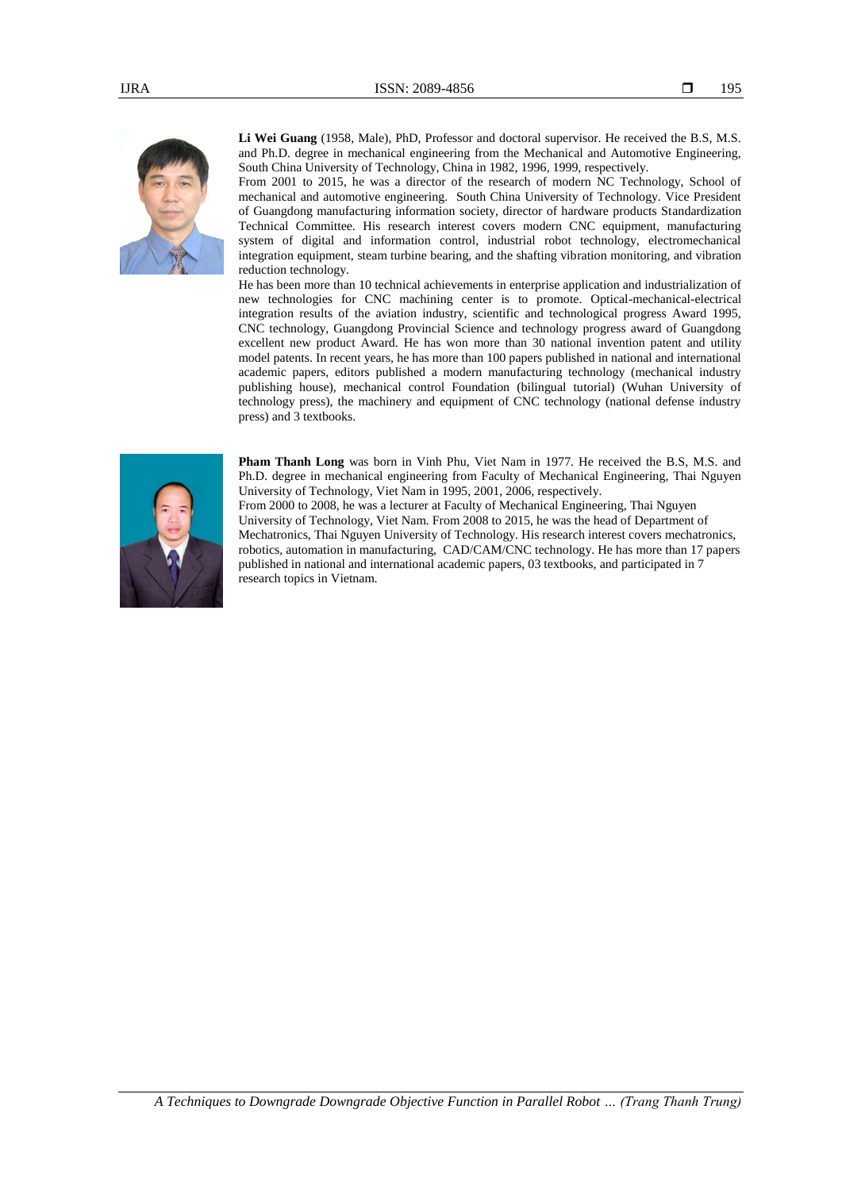**Li Wei Guang** (1958, Male), PhD, Professor and doctoral supervisor. He received the B.S, M.S. and Ph.D. degree in mechanical engineering from the Mechanical and Automotive Engineering, South China University of Technology, China in 1982, 1996, 1999, respectively.
From 2001 to 2015, he was a director of the research of modern NC Technology, School of mechanical and automotive engineering. South China University of Technology. Vice President of Guangdong manufacturing information society, director of hardware products Standardization Technical Committee. His research interest covers modern CNC equipment, manufacturing system of digital and information control, industrial robot technology, electromechanical integration equipment, steam turbine bearing, and the shafting vibration monitoring, and vibration reduction technology.
He has been more than 10 technical achievements in enterprise application and industrialization of new technologies for CNC machining center is to promote. Optical-mechanical-electrical integration results of the aviation industry, scientific and technological progress Award 1995, CNC technology, Guangdong Provincial Science and technology progress award of Guangdong excellent new product Award. He has won more than 30 national invention patent and utility model patents. In recent years, he has more than 100 papers published in national and international academic papers, editors published a modern manufacturing technology (mechanical industry publishing house), mechanical control Foundation (bilingual tutorial) (Wuhan University of technology press), the machinery and equipment of CNC technology (national defense industry press) and 3 textbooks.

**Pham Thanh Long** was born in Vinh Phu, Viet Nam in 1977. He received the B.S, M.S. and Ph.D. degree in mechanical engineering from Faculty of Mechanical Engineering, Thai Nguyen University of Technology, Viet Nam in 1995, 2001, 2006, respectively.
From 2000 to 2008, he was a lecturer at Faculty of Mechanical Engineering, Thai Nguyen University of Technology, Viet Nam. From 2008 to 2015, he was the head of Department of Mechatronics, Thai Nguyen University of Technology. His research interest covers mechatronics, robotics, automation in manufacturing, CAD/CAM/CNC technology. He has more than 17 papers published in national and international academic papers, 03 textbooks, and participated in 7 research topics in Vietnam.